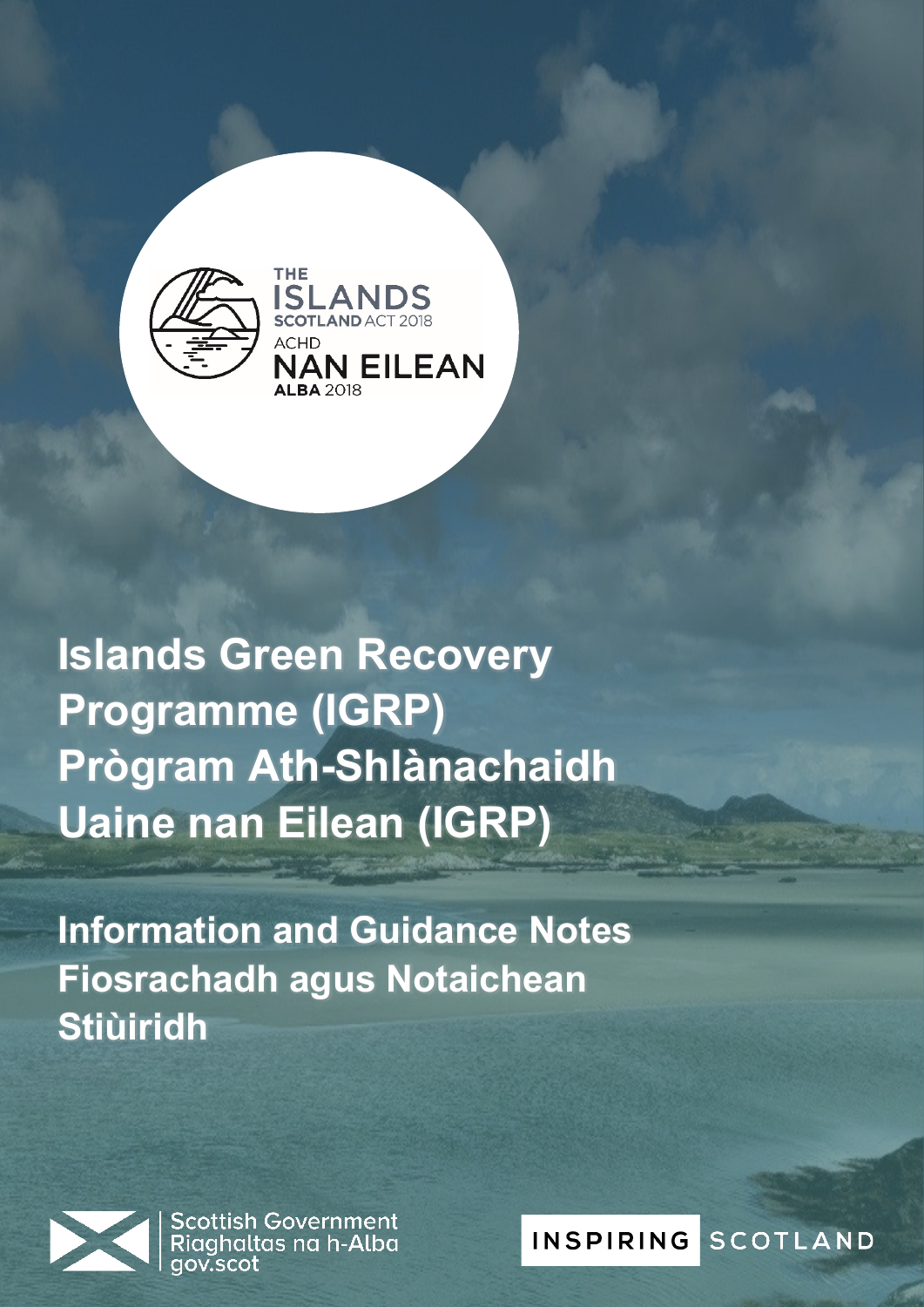THE ISLANDS SCOTLAND ACT 2018

ACHD NAN EILEAN ALBA 2018

# Islands Green Recovery Programme (IGRP)

# Prògram Ath-Shlànachaidh Uaine nan Eilean (IGRP)

## Information and Guidance Notes

## Fiosrachadh agus Notaichean Stiùiridh

Scottish Government
Riaghaltas na h-Alba
gov.scot

INSPIRING SCOTLAND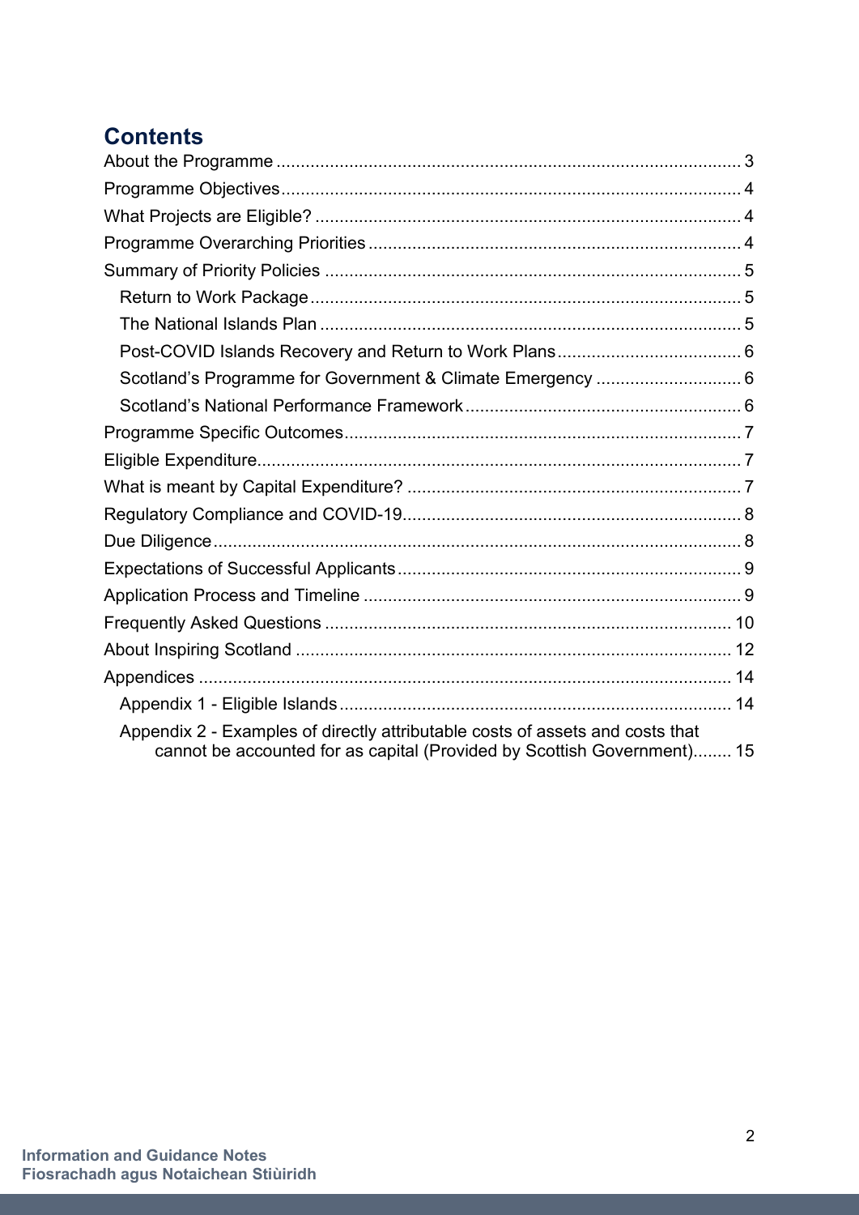## Contents

About the Programme ... 3
Programme Objectives ... 4
What Projects are Eligible? ... 4
Programme Overarching Priorities ... 4
Summary of Priority Policies ... 5
- Return to Work Package ... 5
- The National Islands Plan ... 5
- Post-COVID Islands Recovery and Return to Work Plans ... 6
- Scotland's Programme for Government & Climate Emergency ... 6
- Scotland's National Performance Framework ... 6

Programme Specific Outcomes ... 7
Eligible Expenditure ... 7
What is meant by Capital Expenditure? ... 7
Regulatory Compliance and COVID-19 ... 8
Due Diligence ... 8
Expectations of Successful Applicants ... 9
Application Process and Timeline ... 9
Frequently Asked Questions ... 10
About Inspiring Scotland ... 12
Appendices ... 14
- Appendix 1 - Eligible Islands ... 14
- Appendix 2 - Examples of directly attributable costs of assets and costs that cannot be accounted for as capital (Provided by Scottish Government) ... 15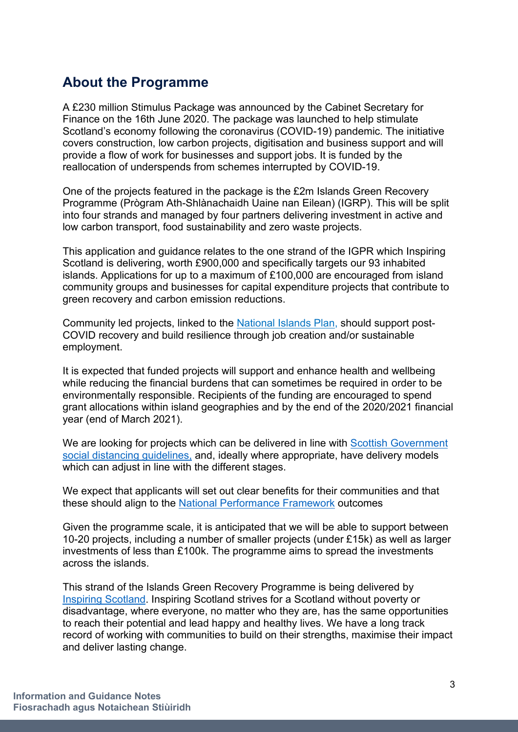## About the Programme

A £230 million Stimulus Package was announced by the Cabinet Secretary for Finance on the 16th June 2020. The package was launched to help stimulate Scotland's economy following the coronavirus (COVID-19) pandemic. The initiative covers construction, low carbon projects, digitisation and business support and will provide a flow of work for businesses and support jobs. It is funded by the reallocation of underspends from schemes interrupted by COVID-19.

One of the projects featured in the package is the £2m Islands Green Recovery Programme (Prògram Ath-Shlànachaidh Uaine nan Eilean) (IGRP). This will be split into four strands and managed by four partners delivering investment in active and low carbon transport, food sustainability and zero waste projects.

This application and guidance relates to the one strand of the IGPR which Inspiring Scotland is delivering, worth £900,000 and specifically targets our 93 inhabited islands. Applications for up to a maximum of £100,000 are encouraged from island community groups and businesses for capital expenditure projects that contribute to green recovery and carbon emission reductions.

Community led projects, linked to the National Islands Plan, should support post-COVID recovery and build resilience through job creation and/or sustainable employment.

It is expected that funded projects will support and enhance health and wellbeing while reducing the financial burdens that can sometimes be required in order to be environmentally responsible. Recipients of the funding are encouraged to spend grant allocations within island geographies and by the end of the 2020/2021 financial year (end of March 2021).

We are looking for projects which can be delivered in line with Scottish Government social distancing guidelines, and, ideally where appropriate, have delivery models which can adjust in line with the different stages.

We expect that applicants will set out clear benefits for their communities and that these should align to the National Performance Framework outcomes

Given the programme scale, it is anticipated that we will be able to support between 10-20 projects, including a number of smaller projects (under £15k) as well as larger investments of less than £100k. The programme aims to spread the investments across the islands.

This strand of the Islands Green Recovery Programme is being delivered by Inspiring Scotland. Inspiring Scotland strives for a Scotland without poverty or disadvantage, where everyone, no matter who they are, has the same opportunities to reach their potential and lead happy and healthy lives. We have a long track record of working with communities to build on their strengths, maximise their impact and deliver lasting change.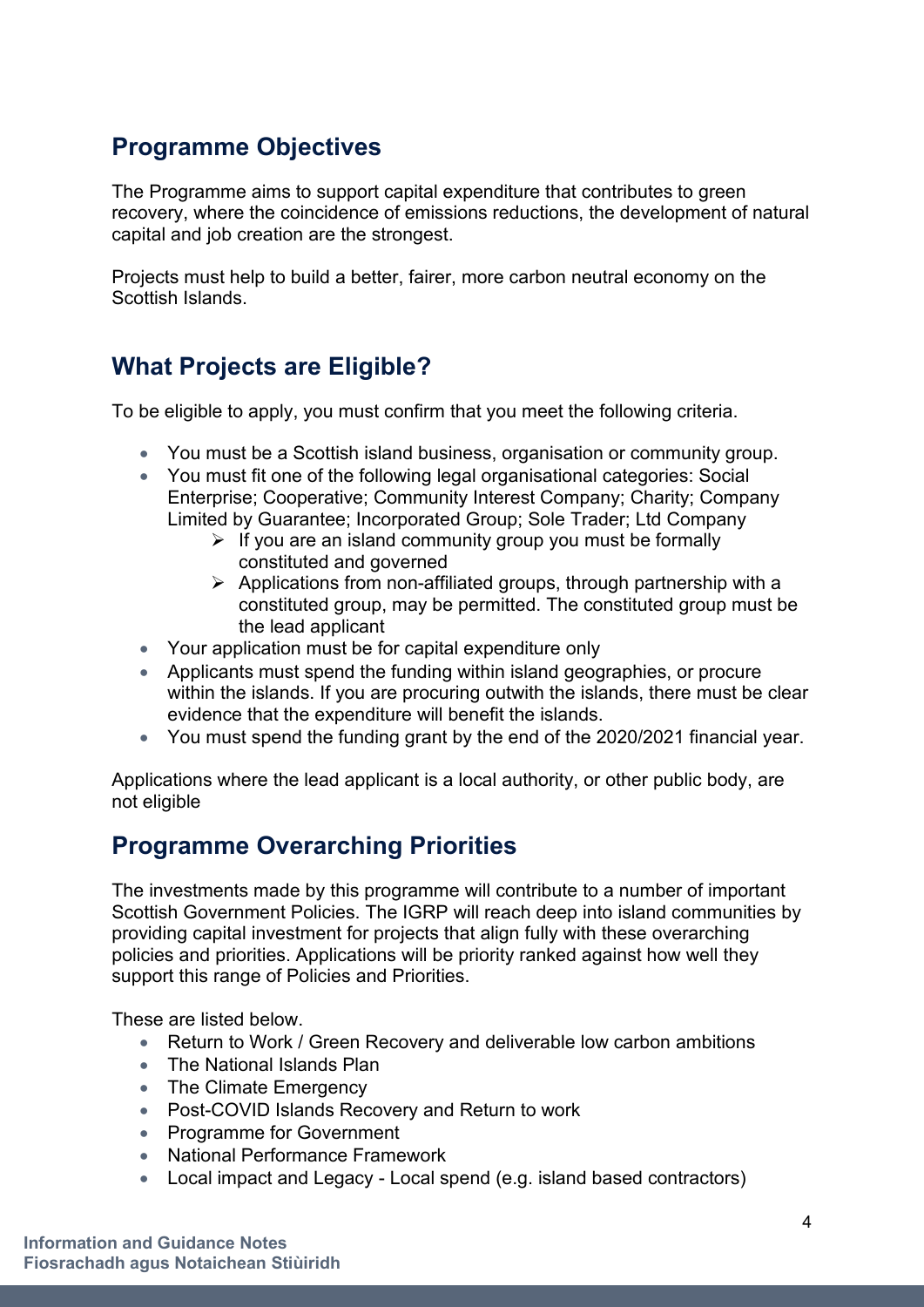## Programme Objectives

The Programme aims to support capital expenditure that contributes to green recovery, where the coincidence of emissions reductions, the development of natural capital and job creation are the strongest.

Projects must help to build a better, fairer, more carbon neutral economy on the Scottish Islands.

## What Projects are Eligible?

To be eligible to apply, you must confirm that you meet the following criteria.

- You must be a Scottish island business, organisation or community group.
- You must fit one of the following legal organisational categories: Social Enterprise; Cooperative; Community Interest Company; Charity; Company Limited by Guarantee; Incorporated Group; Sole Trader; Ltd Company
  - If you are an island community group you must be formally constituted and governed
  - Applications from non-affiliated groups, through partnership with a constituted group, may be permitted. The constituted group must be the lead applicant
- Your application must be for capital expenditure only
- Applicants must spend the funding within island geographies, or procure within the islands. If you are procuring outwith the islands, there must be clear evidence that the expenditure will benefit the islands.
- You must spend the funding grant by the end of the 2020/2021 financial year.

Applications where the lead applicant is a local authority, or other public body, are not eligible

## Programme Overarching Priorities

The investments made by this programme will contribute to a number of important Scottish Government Policies. The IGRP will reach deep into island communities by providing capital investment for projects that align fully with these overarching policies and priorities. Applications will be priority ranked against how well they support this range of Policies and Priorities.

These are listed below.

- Return to Work / Green Recovery and deliverable low carbon ambitions
- The National Islands Plan
- The Climate Emergency
- Post-COVID Islands Recovery and Return to work
- Programme for Government
- National Performance Framework
- Local impact and Legacy - Local spend (e.g. island based contractors)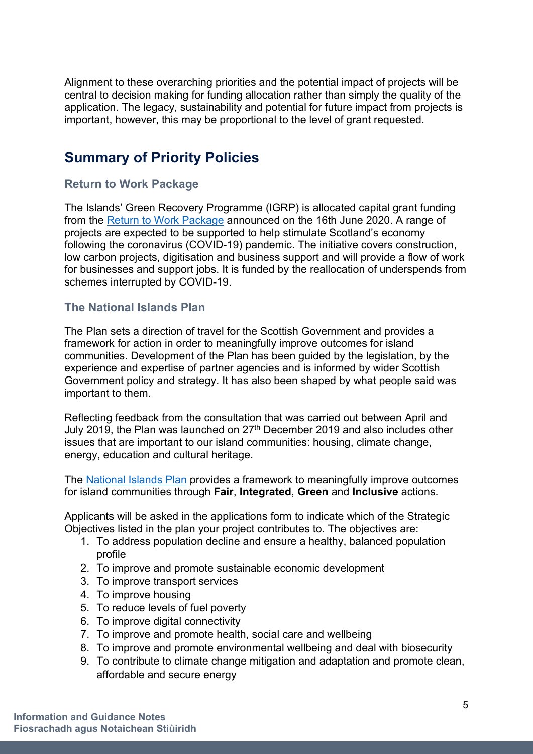Alignment to these overarching priorities and the potential impact of projects will be central to decision making for funding allocation rather than simply the quality of the application. The legacy, sustainability and potential for future impact from projects is important, however, this may be proportional to the level of grant requested.

## Summary of Priority Policies

### Return to Work Package

The Islands' Green Recovery Programme (IGRP) is allocated capital grant funding from the Return to Work Package announced on the 16th June 2020. A range of projects are expected to be supported to help stimulate Scotland's economy following the coronavirus (COVID-19) pandemic. The initiative covers construction, low carbon projects, digitisation and business support and will provide a flow of work for businesses and support jobs. It is funded by the reallocation of underspends from schemes interrupted by COVID-19.

### The National Islands Plan

The Plan sets a direction of travel for the Scottish Government and provides a framework for action in order to meaningfully improve outcomes for island communities. Development of the Plan has been guided by the legislation, by the experience and expertise of partner agencies and is informed by wider Scottish Government policy and strategy. It has also been shaped by what people said was important to them.

Reflecting feedback from the consultation that was carried out between April and July 2019, the Plan was launched on 27th December 2019 and also includes other issues that are important to our island communities: housing, climate change, energy, education and cultural heritage.

The National Islands Plan provides a framework to meaningfully improve outcomes for island communities through **Fair**, **Integrated**, **Green** and **Inclusive** actions.

Applicants will be asked in the applications form to indicate which of the Strategic Objectives listed in the plan your project contributes to. The objectives are:

1. To address population decline and ensure a healthy, balanced population profile
2. To improve and promote sustainable economic development
3. To improve transport services
4. To improve housing
5. To reduce levels of fuel poverty
6. To improve digital connectivity
7. To improve and promote health, social care and wellbeing
8. To improve and promote environmental wellbeing and deal with biosecurity
9. To contribute to climate change mitigation and adaptation and promote clean, affordable and secure energy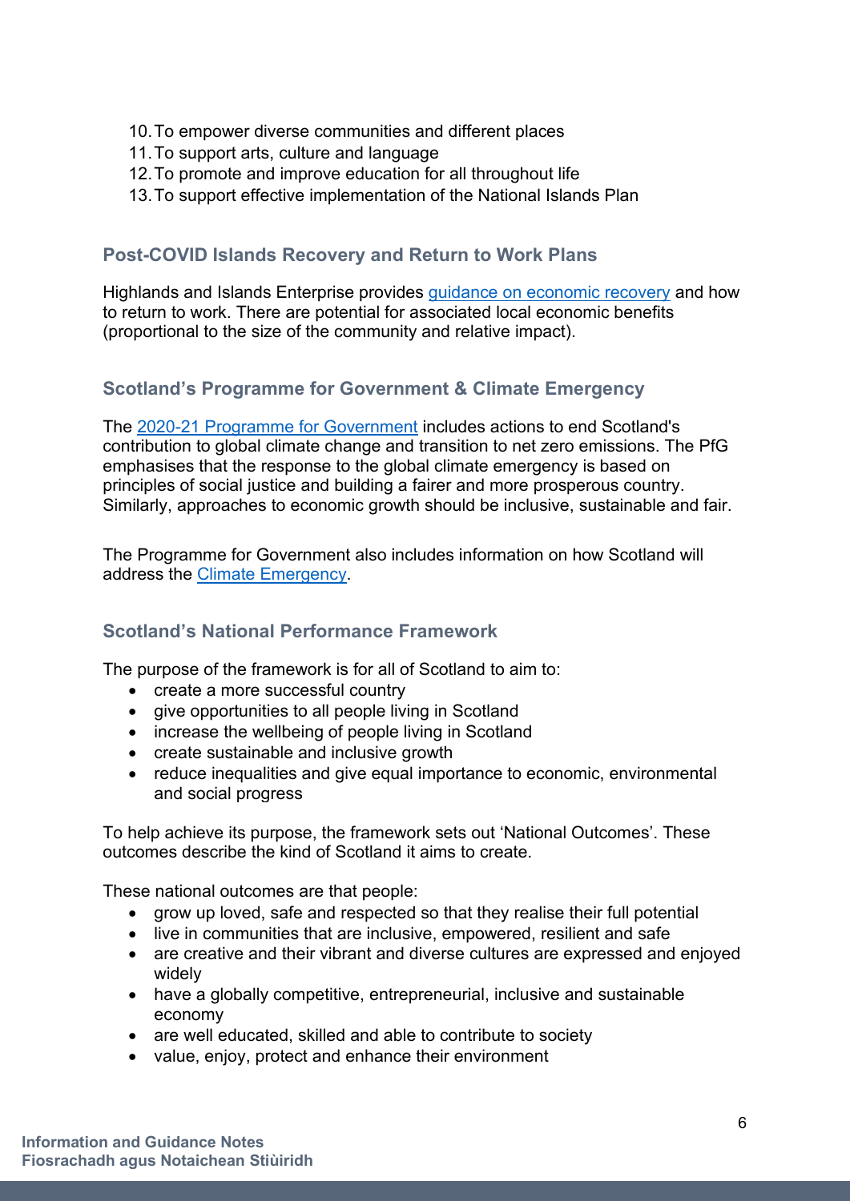10. To empower diverse communities and different places
11. To support arts, culture and language
12. To promote and improve education for all throughout life
13. To support effective implementation of the National Islands Plan

### Post-COVID Islands Recovery and Return to Work Plans

Highlands and Islands Enterprise provides guidance on economic recovery and how to return to work. There are potential for associated local economic benefits (proportional to the size of the community and relative impact).

### Scotland's Programme for Government & Climate Emergency

The 2020-21 Programme for Government includes actions to end Scotland's contribution to global climate change and transition to net zero emissions. The PfG emphasises that the response to the global climate emergency is based on principles of social justice and building a fairer and more prosperous country. Similarly, approaches to economic growth should be inclusive, sustainable and fair.

The Programme for Government also includes information on how Scotland will address the Climate Emergency.

### Scotland's National Performance Framework

The purpose of the framework is for all of Scotland to aim to:

- create a more successful country
- give opportunities to all people living in Scotland
- increase the wellbeing of people living in Scotland
- create sustainable and inclusive growth
- reduce inequalities and give equal importance to economic, environmental and social progress

To help achieve its purpose, the framework sets out 'National Outcomes'. These outcomes describe the kind of Scotland it aims to create.

These national outcomes are that people:

- grow up loved, safe and respected so that they realise their full potential
- live in communities that are inclusive, empowered, resilient and safe
- are creative and their vibrant and diverse cultures are expressed and enjoyed widely
- have a globally competitive, entrepreneurial, inclusive and sustainable economy
- are well educated, skilled and able to contribute to society
- value, enjoy, protect and enhance their environment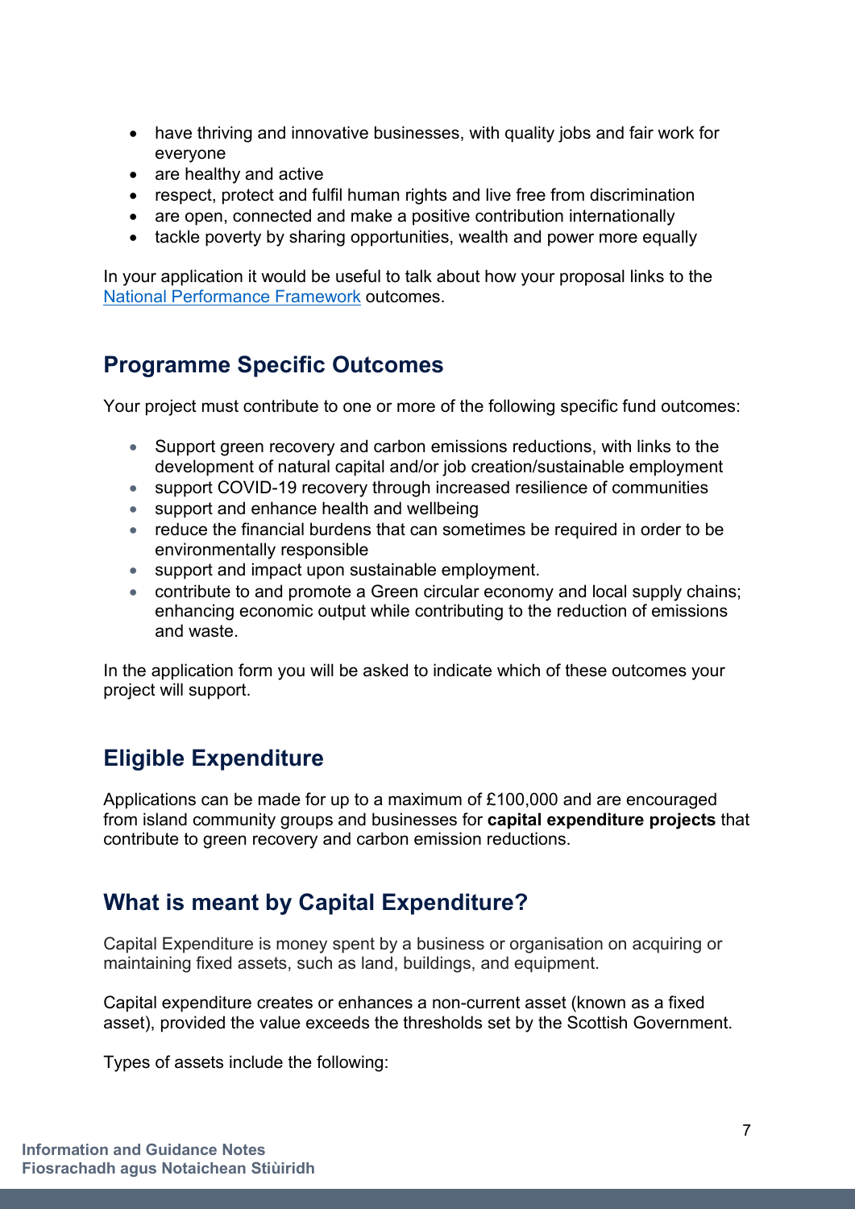- have thriving and innovative businesses, with quality jobs and fair work for everyone
- are healthy and active
- respect, protect and fulfil human rights and live free from discrimination
- are open, connected and make a positive contribution internationally
- tackle poverty by sharing opportunities, wealth and power more equally

In your application it would be useful to talk about how your proposal links to the [National Performance Framework](#) outcomes.

## Programme Specific Outcomes

Your project must contribute to one or more of the following specific fund outcomes:

- Support green recovery and carbon emissions reductions, with links to the development of natural capital and/or job creation/sustainable employment
- support COVID-19 recovery through increased resilience of communities
- support and enhance health and wellbeing
- reduce the financial burdens that can sometimes be required in order to be environmentally responsible
- support and impact upon sustainable employment.
- contribute to and promote a Green circular economy and local supply chains; enhancing economic output while contributing to the reduction of emissions and waste.

In the application form you will be asked to indicate which of these outcomes your project will support.

## Eligible Expenditure

Applications can be made for up to a maximum of £100,000 and are encouraged from island community groups and businesses for **capital expenditure projects** that contribute to green recovery and carbon emission reductions.

## What is meant by Capital Expenditure?

Capital Expenditure is money spent by a business or organisation on acquiring or maintaining fixed assets, such as land, buildings, and equipment.

Capital expenditure creates or enhances a non-current asset (known as a fixed asset), provided the value exceeds the thresholds set by the Scottish Government.

Types of assets include the following: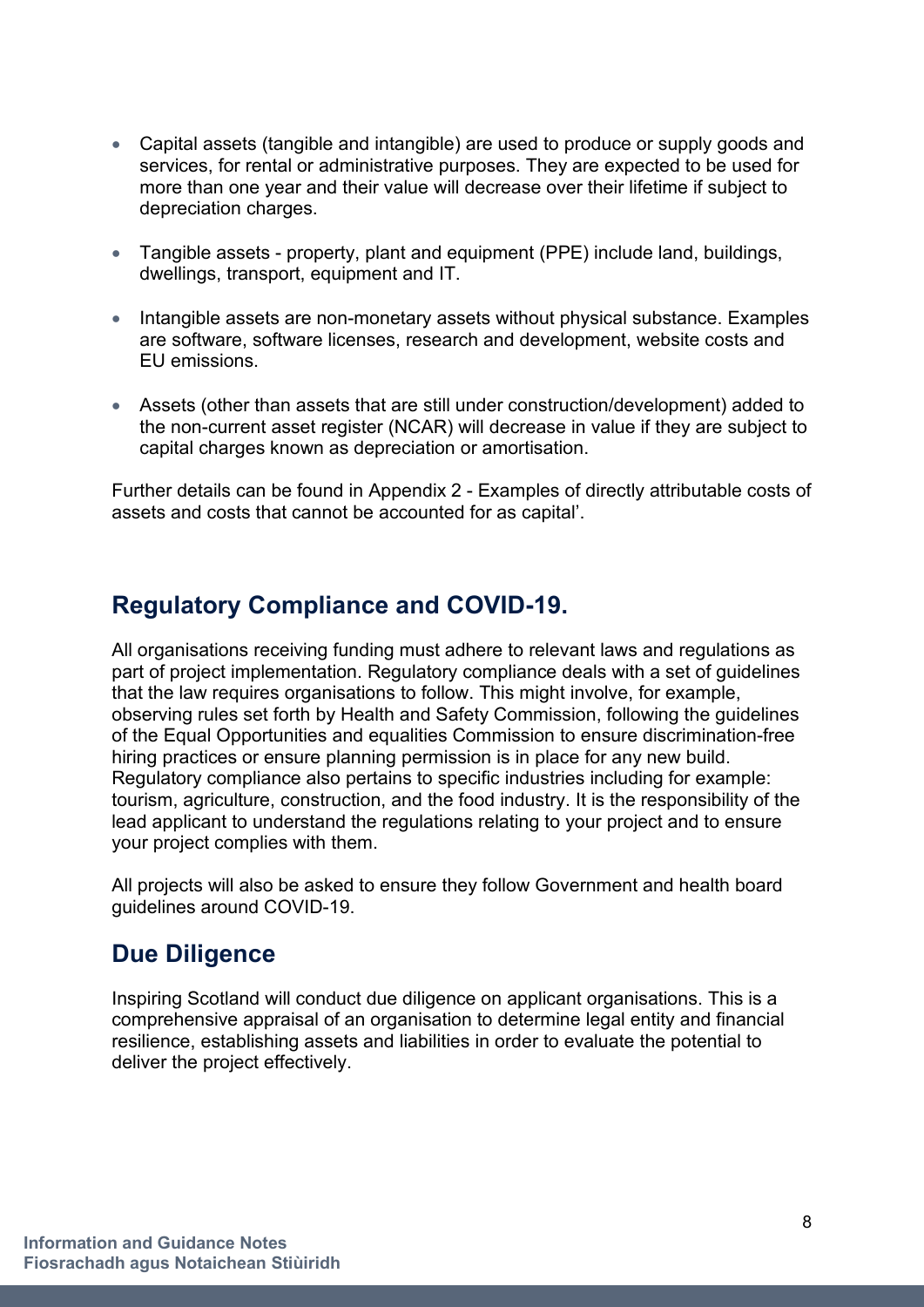- Capital assets (tangible and intangible) are used to produce or supply goods and services, for rental or administrative purposes. They are expected to be used for more than one year and their value will decrease over their lifetime if subject to depreciation charges.
- Tangible assets - property, plant and equipment (PPE) include land, buildings, dwellings, transport, equipment and IT.
- Intangible assets are non-monetary assets without physical substance. Examples are software, software licenses, research and development, website costs and EU emissions.
- Assets (other than assets that are still under construction/development) added to the non-current asset register (NCAR) will decrease in value if they are subject to capital charges known as depreciation or amortisation.

Further details can be found in Appendix 2 - Examples of directly attributable costs of assets and costs that cannot be accounted for as capital'.

## Regulatory Compliance and COVID-19.

All organisations receiving funding must adhere to relevant laws and regulations as part of project implementation. Regulatory compliance deals with a set of guidelines that the law requires organisations to follow. This might involve, for example, observing rules set forth by Health and Safety Commission, following the guidelines of the Equal Opportunities and equalities Commission to ensure discrimination-free hiring practices or ensure planning permission is in place for any new build. Regulatory compliance also pertains to specific industries including for example: tourism, agriculture, construction, and the food industry. It is the responsibility of the lead applicant to understand the regulations relating to your project and to ensure your project complies with them.

All projects will also be asked to ensure they follow Government and health board guidelines around COVID-19.

## Due Diligence

Inspiring Scotland will conduct due diligence on applicant organisations. This is a comprehensive appraisal of an organisation to determine legal entity and financial resilience, establishing assets and liabilities in order to evaluate the potential to deliver the project effectively.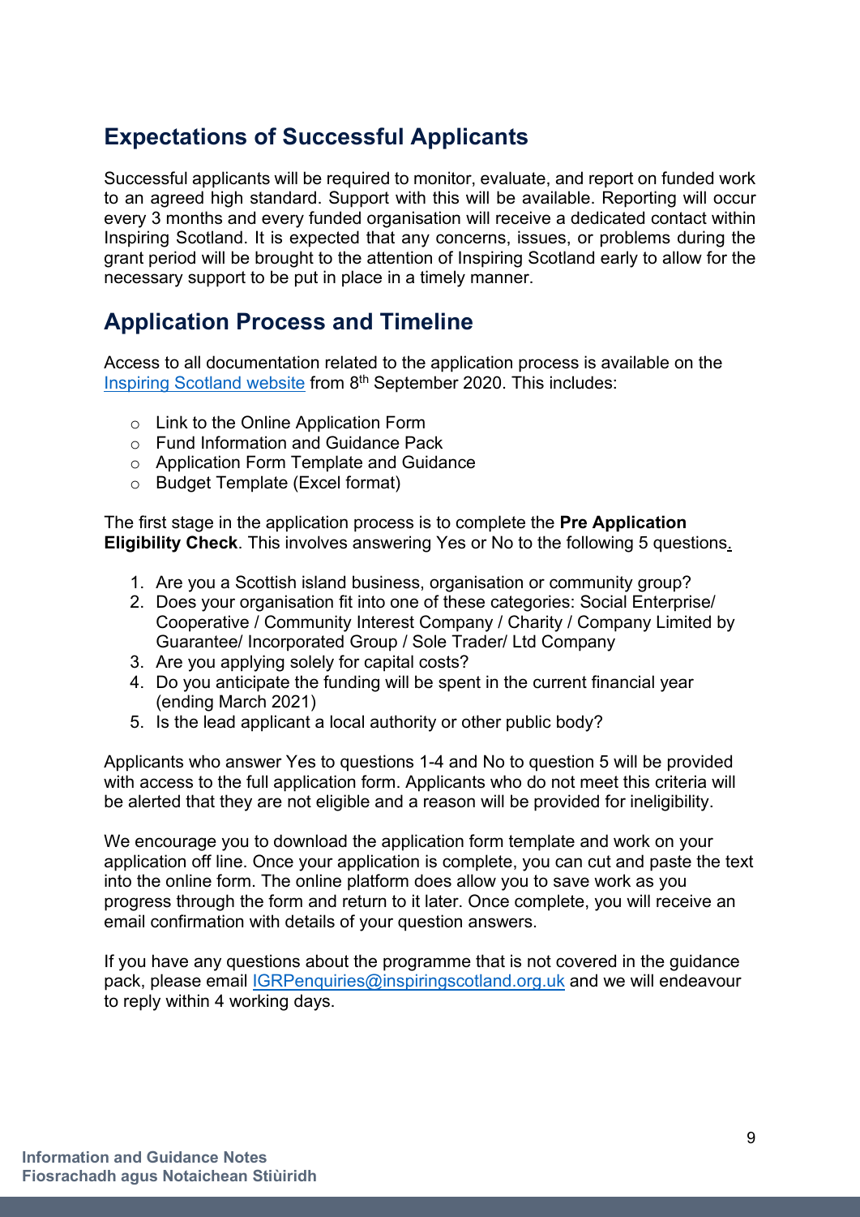## Expectations of Successful Applicants

Successful applicants will be required to monitor, evaluate, and report on funded work to an agreed high standard. Support with this will be available. Reporting will occur every 3 months and every funded organisation will receive a dedicated contact within Inspiring Scotland. It is expected that any concerns, issues, or problems during the grant period will be brought to the attention of Inspiring Scotland early to allow for the necessary support to be put in place in a timely manner.

## Application Process and Timeline

Access to all documentation related to the application process is available on the [Inspiring Scotland website](Inspiring Scotland website) from 8th September 2020. This includes:

- Link to the Online Application Form
- Fund Information and Guidance Pack
- Application Form Template and Guidance
- Budget Template (Excel format)

The first stage in the application process is to complete the **Pre Application Eligibility Check**. This involves answering Yes or No to the following 5 questions.

1. Are you a Scottish island business, organisation or community group?
2. Does your organisation fit into one of these categories: Social Enterprise/ Cooperative / Community Interest Company / Charity / Company Limited by Guarantee/ Incorporated Group / Sole Trader/ Ltd Company
3. Are you applying solely for capital costs?
4. Do you anticipate the funding will be spent in the current financial year (ending March 2021)
5. Is the lead applicant a local authority or other public body?

Applicants who answer Yes to questions 1-4 and No to question 5 will be provided with access to the full application form. Applicants who do not meet this criteria will be alerted that they are not eligible and a reason will be provided for ineligibility.

We encourage you to download the application form template and work on your application off line. Once your application is complete, you can cut and paste the text into the online form. The online platform does allow you to save work as you progress through the form and return to it later. Once complete, you will receive an email confirmation with details of your question answers.

If you have any questions about the programme that is not covered in the guidance pack, please email IGRPenquiries@inspiringscotland.org.uk and we will endeavour to reply within 4 working days.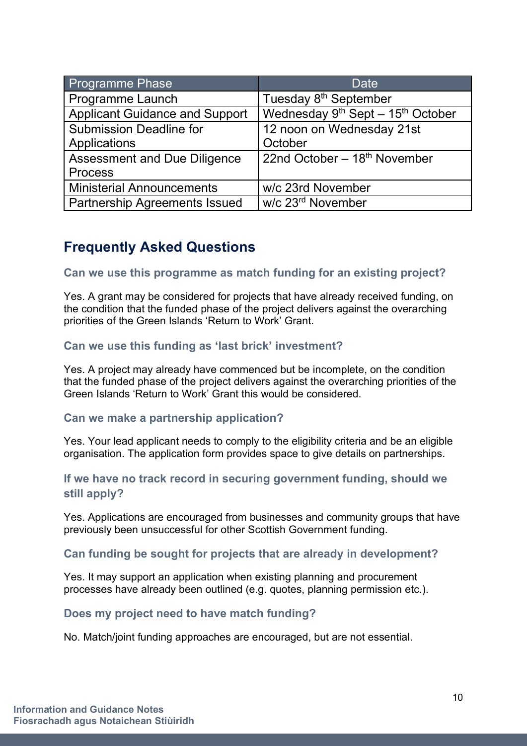| Programme Phase | Date |
| --- | --- |
| Programme Launch | Tuesday 8th September |
| Applicant Guidance and Support | Wednesday 9th Sept – 15th October |
| Submission Deadline for Applications | 12 noon on Wednesday 21st October |
| Assessment and Due Diligence Process | 22nd October – 18th November |
| Ministerial Announcements | w/c 23rd November |
| Partnership Agreements Issued | w/c 23rd November |

## Frequently Asked Questions

### Can we use this programme as match funding for an existing project?

Yes. A grant may be considered for projects that have already received funding, on the condition that the funded phase of the project delivers against the overarching priorities of the Green Islands 'Return to Work' Grant.

### Can we use this funding as 'last brick' investment?

Yes. A project may already have commenced but be incomplete, on the condition that the funded phase of the project delivers against the overarching priorities of the Green Islands 'Return to Work' Grant this would be considered.

### Can we make a partnership application?

Yes. Your lead applicant needs to comply to the eligibility criteria and be an eligible organisation. The application form provides space to give details on partnerships.

### If we have no track record in securing government funding, should we still apply?

Yes. Applications are encouraged from businesses and community groups that have previously been unsuccessful for other Scottish Government funding.

### Can funding be sought for projects that are already in development?

Yes. It may support an application when existing planning and procurement processes have already been outlined (e.g. quotes, planning permission etc.).

### Does my project need to have match funding?

No. Match/joint funding approaches are encouraged, but are not essential.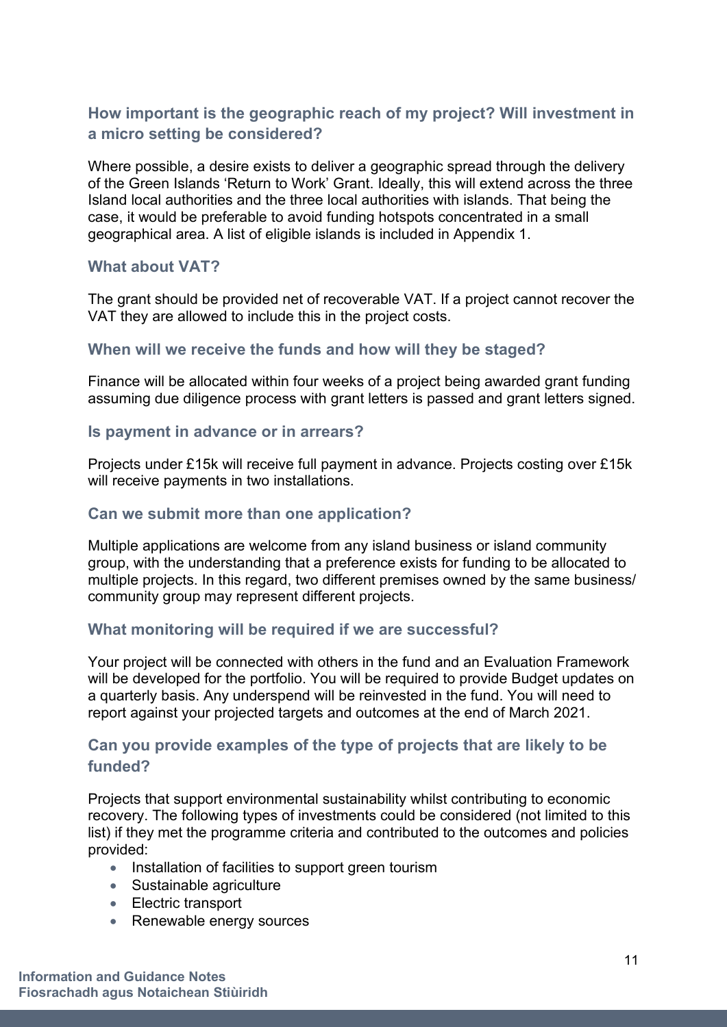### How important is the geographic reach of my project? Will investment in a micro setting be considered?

Where possible, a desire exists to deliver a geographic spread through the delivery of the Green Islands 'Return to Work' Grant. Ideally, this will extend across the three Island local authorities and the three local authorities with islands. That being the case, it would be preferable to avoid funding hotspots concentrated in a small geographical area. A list of eligible islands is included in Appendix 1.

### What about VAT?

The grant should be provided net of recoverable VAT. If a project cannot recover the VAT they are allowed to include this in the project costs.

### When will we receive the funds and how will they be staged?

Finance will be allocated within four weeks of a project being awarded grant funding assuming due diligence process with grant letters is passed and grant letters signed.

### Is payment in advance or in arrears?

Projects under £15k will receive full payment in advance. Projects costing over £15k will receive payments in two installations.

### Can we submit more than one application?

Multiple applications are welcome from any island business or island community group, with the understanding that a preference exists for funding to be allocated to multiple projects. In this regard, two different premises owned by the same business/ community group may represent different projects.

### What monitoring will be required if we are successful?

Your project will be connected with others in the fund and an Evaluation Framework will be developed for the portfolio. You will be required to provide Budget updates on a quarterly basis. Any underspend will be reinvested in the fund. You will need to report against your projected targets and outcomes at the end of March 2021.

### Can you provide examples of the type of projects that are likely to be funded?

Projects that support environmental sustainability whilst contributing to economic recovery. The following types of investments could be considered (not limited to this list) if they met the programme criteria and contributed to the outcomes and policies provided:

- Installation of facilities to support green tourism
- Sustainable agriculture
- Electric transport
- Renewable energy sources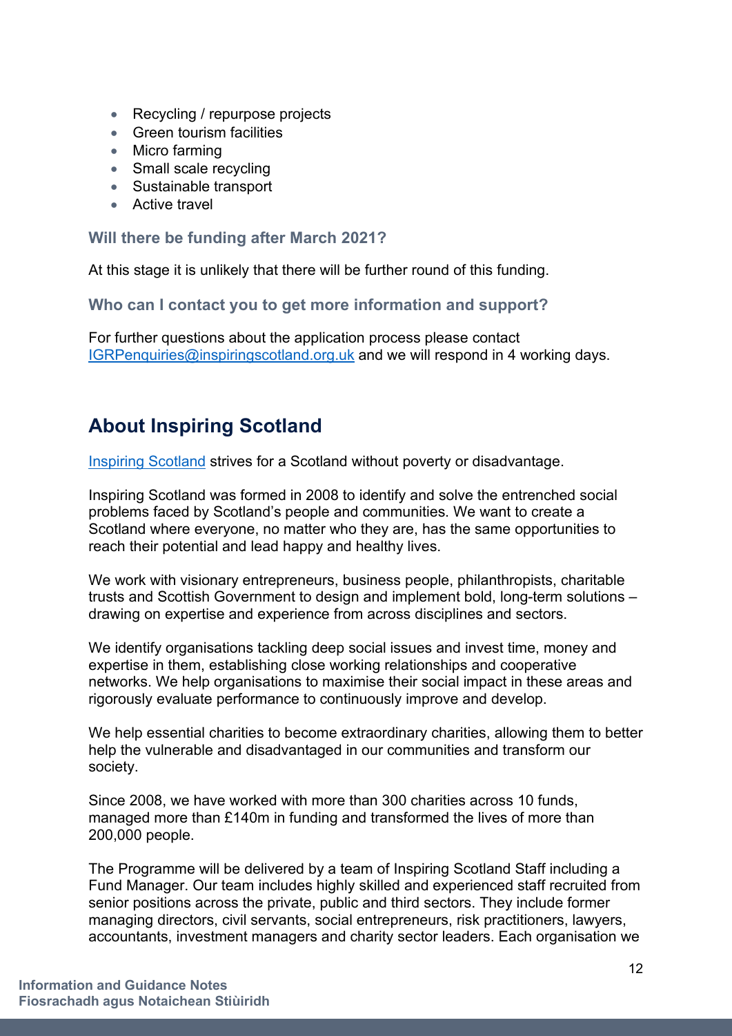- Recycling / repurpose projects
- Green tourism facilities
- Micro farming
- Small scale recycling
- Sustainable transport
- Active travel

### Will there be funding after March 2021?

At this stage it is unlikely that there will be further round of this funding.

### Who can I contact you to get more information and support?

For further questions about the application process please contact [IGRPenquiries@inspiringscotland.org.uk](mailto:IGRPenquiries@inspiringscotland.org.uk) and we will respond in 4 working days.

## About Inspiring Scotland

[Inspiring Scotland](https://www.inspiringscotland.org.uk) strives for a Scotland without poverty or disadvantage.

Inspiring Scotland was formed in 2008 to identify and solve the entrenched social problems faced by Scotland's people and communities. We want to create a Scotland where everyone, no matter who they are, has the same opportunities to reach their potential and lead happy and healthy lives.

We work with visionary entrepreneurs, business people, philanthropists, charitable trusts and Scottish Government to design and implement bold, long-term solutions – drawing on expertise and experience from across disciplines and sectors.

We identify organisations tackling deep social issues and invest time, money and expertise in them, establishing close working relationships and cooperative networks. We help organisations to maximise their social impact in these areas and rigorously evaluate performance to continuously improve and develop.

We help essential charities to become extraordinary charities, allowing them to better help the vulnerable and disadvantaged in our communities and transform our society.

Since 2008, we have worked with more than 300 charities across 10 funds, managed more than £140m in funding and transformed the lives of more than 200,000 people.

The Programme will be delivered by a team of Inspiring Scotland Staff including a Fund Manager. Our team includes highly skilled and experienced staff recruited from senior positions across the private, public and third sectors. They include former managing directors, civil servants, social entrepreneurs, risk practitioners, lawyers, accountants, investment managers and charity sector leaders. Each organisation we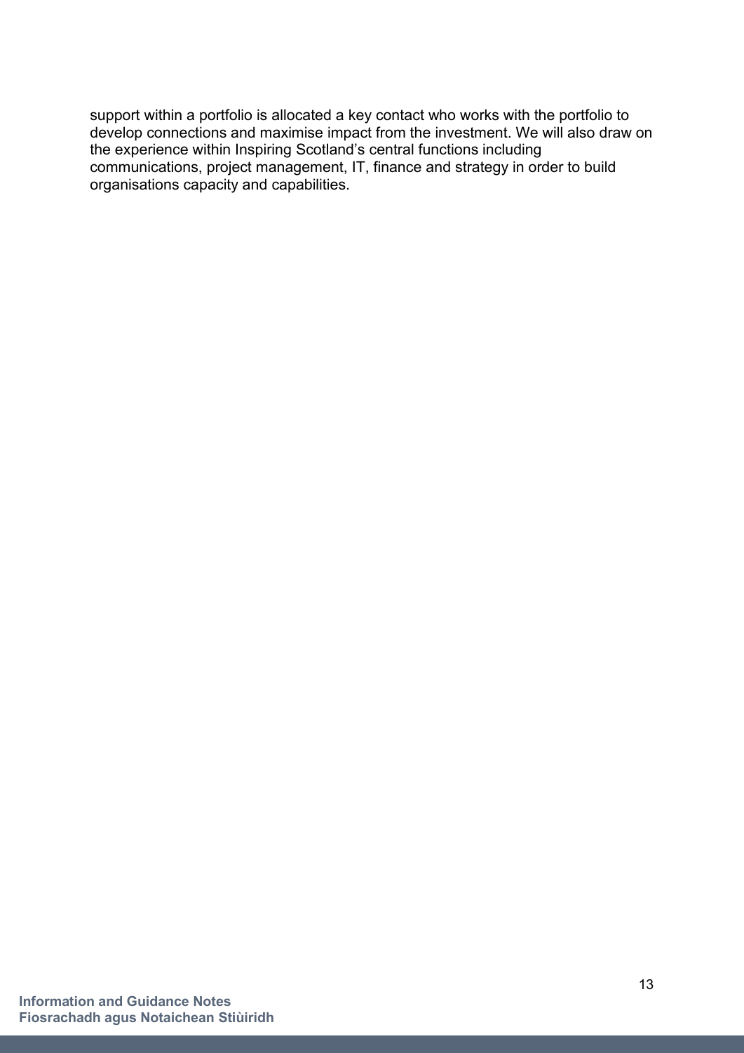support within a portfolio is allocated a key contact who works with the portfolio to develop connections and maximise impact from the investment. We will also draw on the experience within Inspiring Scotland's central functions including communications, project management, IT, finance and strategy in order to build organisations capacity and capabilities.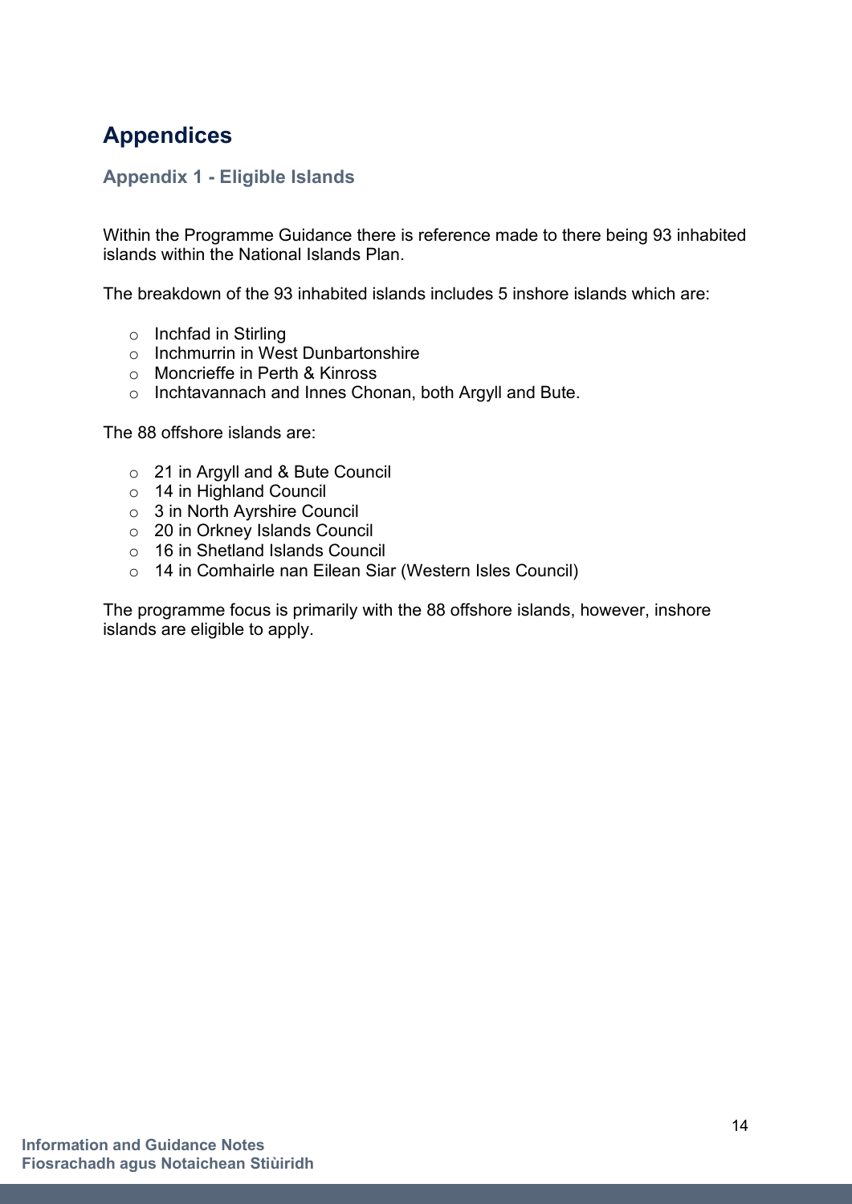# Appendices

## Appendix 1 - Eligible Islands

Within the Programme Guidance there is reference made to there being 93 inhabited islands within the National Islands Plan.

The breakdown of the 93 inhabited islands includes 5 inshore islands which are:

- Inchfad in Stirling
- Inchmurrin in West Dunbartonshire
- Moncrieffe in Perth & Kinross
- Inchtavannach and Innes Chonan, both Argyll and Bute.

The 88 offshore islands are:

- 21 in Argyll and & Bute Council
- 14 in Highland Council
- 3 in North Ayrshire Council
- 20 in Orkney Islands Council
- 16 in Shetland Islands Council
- 14 in Comhairle nan Eilean Siar (Western Isles Council)

The programme focus is primarily with the 88 offshore islands, however, inshore islands are eligible to apply.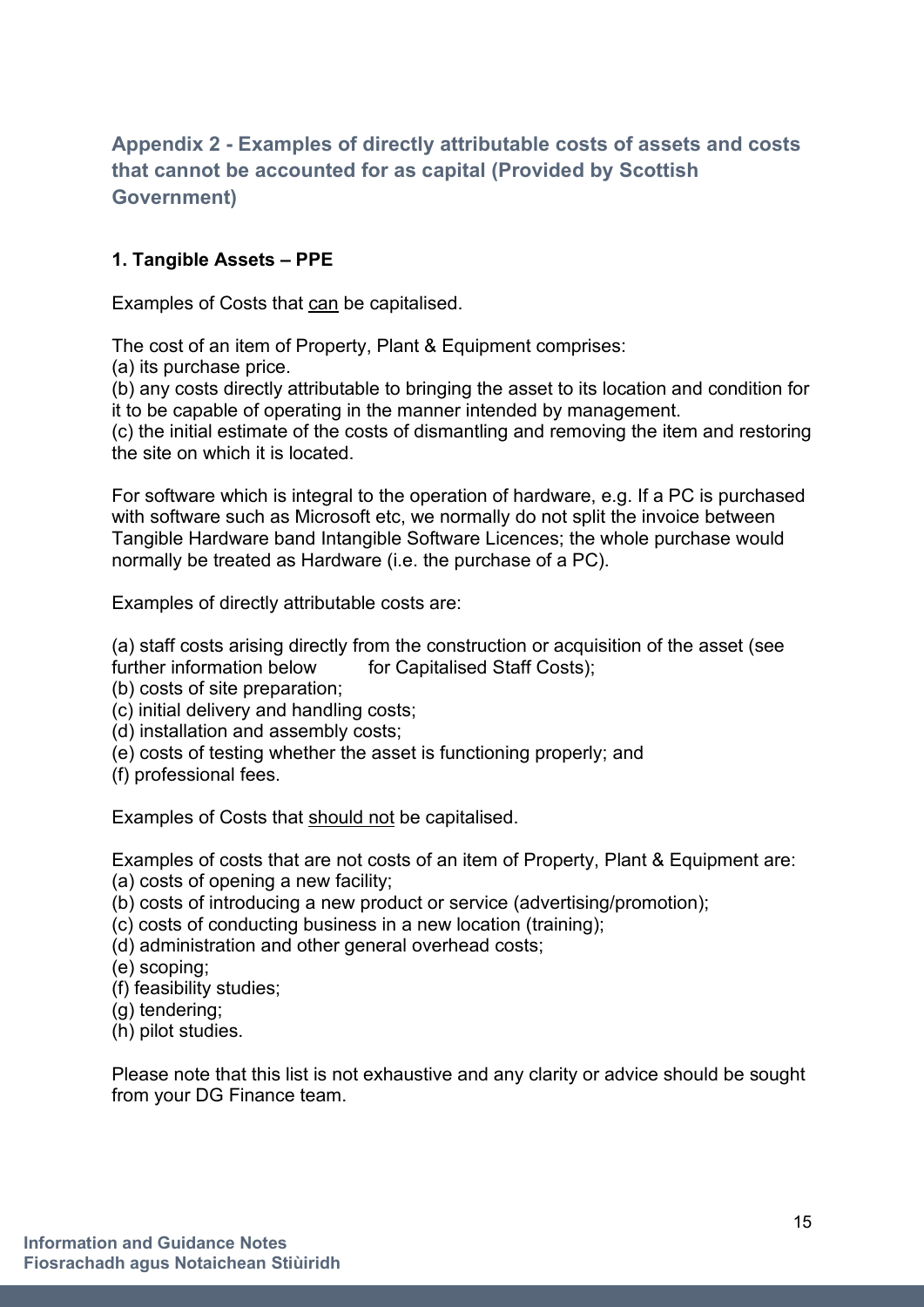## Appendix 2 - Examples of directly attributable costs of assets and costs that cannot be accounted for as capital (Provided by Scottish Government)

### 1. Tangible Assets – PPE

Examples of Costs that <u>can</u> be capitalised.

The cost of an item of Property, Plant & Equipment comprises:
(a) its purchase price.
(b) any costs directly attributable to bringing the asset to its location and condition for it to be capable of operating in the manner intended by management.
(c) the initial estimate of the costs of dismantling and removing the item and restoring the site on which it is located.

For software which is integral to the operation of hardware, e.g. If a PC is purchased with software such as Microsoft etc, we normally do not split the invoice between Tangible Hardware band Intangible Software Licences; the whole purchase would normally be treated as Hardware (i.e. the purchase of a PC).

Examples of directly attributable costs are:

(a) staff costs arising directly from the construction or acquisition of the asset (see further information below for Capitalised Staff Costs);
(b) costs of site preparation;
(c) initial delivery and handling costs;
(d) installation and assembly costs;
(e) costs of testing whether the asset is functioning properly; and
(f) professional fees.

Examples of Costs that <u>should not</u> be capitalised.

Examples of costs that are not costs of an item of Property, Plant & Equipment are:
(a) costs of opening a new facility;
(b) costs of introducing a new product or service (advertising/promotion);
(c) costs of conducting business in a new location (training);
(d) administration and other general overhead costs;
(e) scoping;
(f) feasibility studies;
(g) tendering;
(h) pilot studies.

Please note that this list is not exhaustive and any clarity or advice should be sought from your DG Finance team.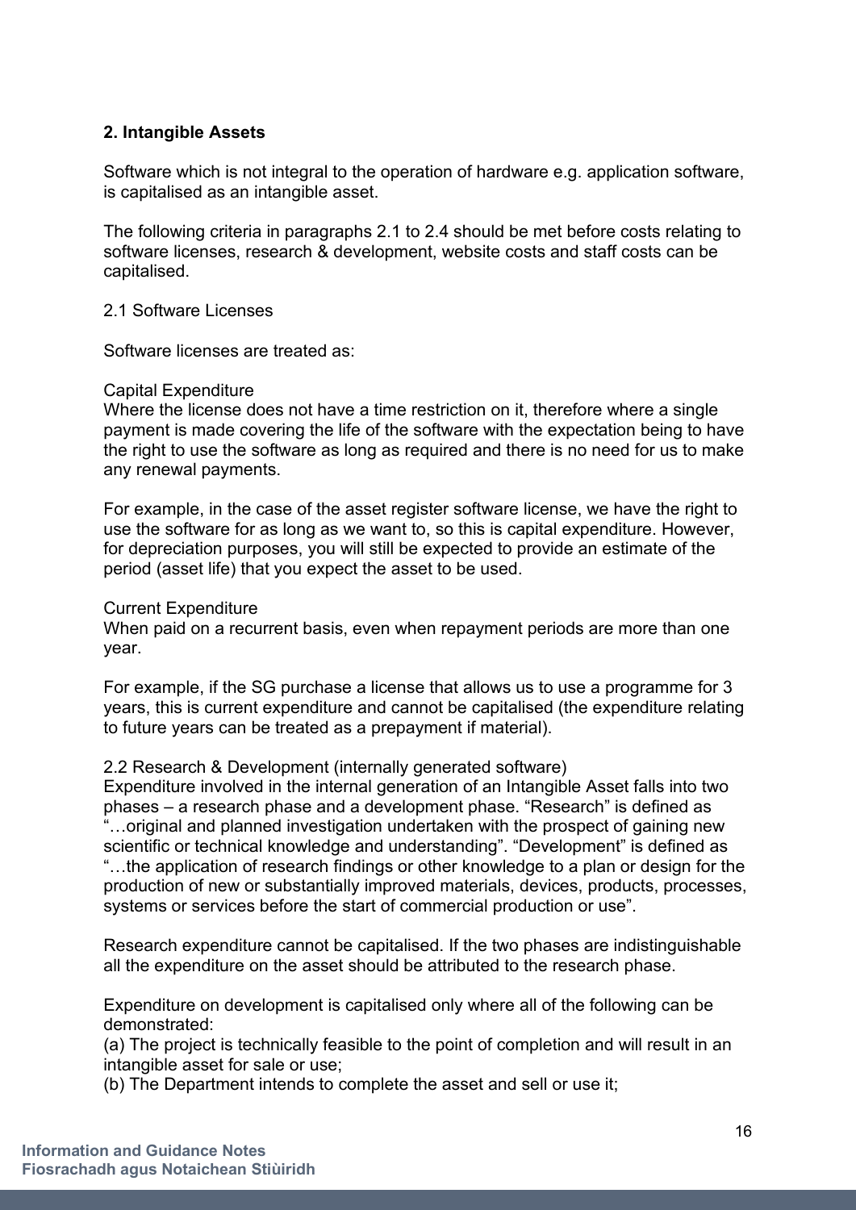## 2. Intangible Assets

Software which is not integral to the operation of hardware e.g. application software, is capitalised as an intangible asset.

The following criteria in paragraphs 2.1 to 2.4 should be met before costs relating to software licenses, research & development, website costs and staff costs can be capitalised.

### 2.1 Software Licenses

Software licenses are treated as:

Capital Expenditure
Where the license does not have a time restriction on it, therefore where a single payment is made covering the life of the software with the expectation being to have the right to use the software as long as required and there is no need for us to make any renewal payments.

For example, in the case of the asset register software license, we have the right to use the software for as long as we want to, so this is capital expenditure. However, for depreciation purposes, you will still be expected to provide an estimate of the period (asset life) that you expect the asset to be used.

Current Expenditure
When paid on a recurrent basis, even when repayment periods are more than one year.

For example, if the SG purchase a license that allows us to use a programme for 3 years, this is current expenditure and cannot be capitalised (the expenditure relating to future years can be treated as a prepayment if material).

### 2.2 Research & Development (internally generated software)

Expenditure involved in the internal generation of an Intangible Asset falls into two phases – a research phase and a development phase. "Research" is defined as "…original and planned investigation undertaken with the prospect of gaining new scientific or technical knowledge and understanding". "Development" is defined as "…the application of research findings or other knowledge to a plan or design for the production of new or substantially improved materials, devices, products, processes, systems or services before the start of commercial production or use".

Research expenditure cannot be capitalised. If the two phases are indistinguishable all the expenditure on the asset should be attributed to the research phase.

Expenditure on development is capitalised only where all of the following can be demonstrated:

(a) The project is technically feasible to the point of completion and will result in an intangible asset for sale or use;
(b) The Department intends to complete the asset and sell or use it;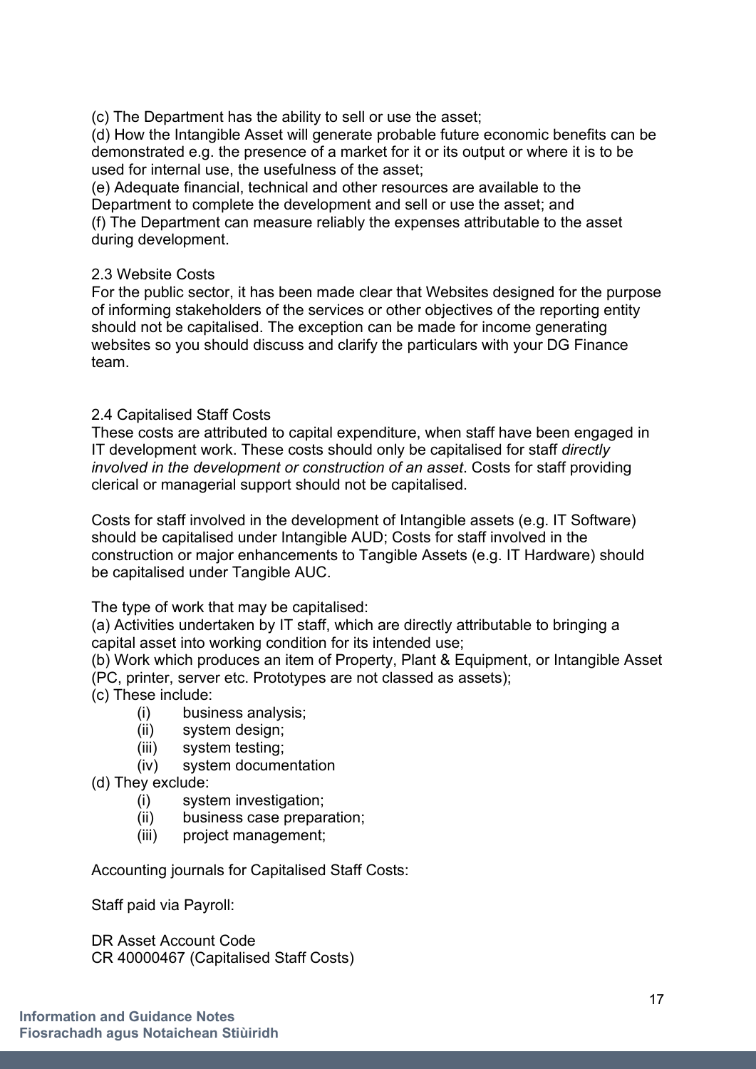(c) The Department has the ability to sell or use the asset;
(d) How the Intangible Asset will generate probable future economic benefits can be demonstrated e.g. the presence of a market for it or its output or where it is to be used for internal use, the usefulness of the asset;
(e) Adequate financial, technical and other resources are available to the Department to complete the development and sell or use the asset; and
(f) The Department can measure reliably the expenses attributable to the asset during development.

## 2.3 Website Costs

For the public sector, it has been made clear that Websites designed for the purpose of informing stakeholders of the services or other objectives of the reporting entity should not be capitalised. The exception can be made for income generating websites so you should discuss and clarify the particulars with your DG Finance team.

## 2.4 Capitalised Staff Costs

These costs are attributed to capital expenditure, when staff have been engaged in IT development work. These costs should only be capitalised for staff *directly involved in the development or construction of an asset*. Costs for staff providing clerical or managerial support should not be capitalised.

Costs for staff involved in the development of Intangible assets (e.g. IT Software) should be capitalised under Intangible AUD; Costs for staff involved in the construction or major enhancements to Tangible Assets (e.g. IT Hardware) should be capitalised under Tangible AUC.

The type of work that may be capitalised:

(a) Activities undertaken by IT staff, which are directly attributable to bringing a capital asset into working condition for its intended use;
(b) Work which produces an item of Property, Plant & Equipment, or Intangible Asset (PC, printer, server etc. Prototypes are not classed as assets);
(c) These include:

- (i) business analysis;
- (ii) system design;
- (iii) system testing;
- (iv) system documentation

(d) They exclude:

- (i) system investigation;
- (ii) business case preparation;
- (iii) project management;

Accounting journals for Capitalised Staff Costs:

Staff paid via Payroll:

DR Asset Account Code
CR 40000467 (Capitalised Staff Costs)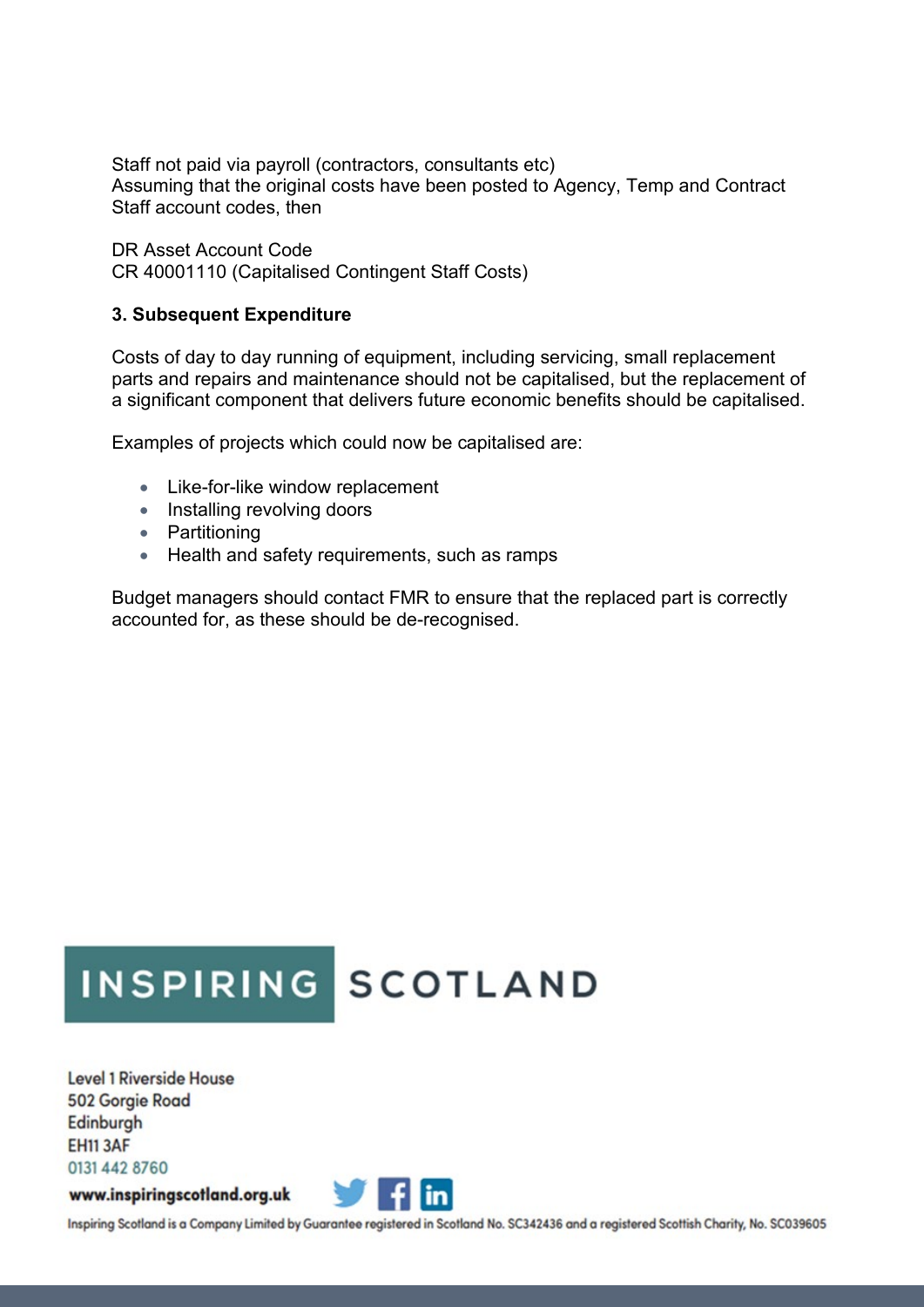Staff not paid via payroll (contractors, consultants etc)
Assuming that the original costs have been posted to Agency, Temp and Contract Staff account codes, then

DR Asset Account Code
CR 40001110 (Capitalised Contingent Staff Costs)

**3. Subsequent Expenditure**

Costs of day to day running of equipment, including servicing, small replacement parts and repairs and maintenance should not be capitalised, but the replacement of a significant component that delivers future economic benefits should be capitalised.

Examples of projects which could now be capitalised are:

- Like-for-like window replacement
- Installing revolving doors
- Partitioning
- Health and safety requirements, such as ramps

Budget managers should contact FMR to ensure that the replaced part is correctly accounted for, as these should be de-recognised.

INSPIRING SCOTLAND

Level 1 Riverside House
502 Gorgie Road
Edinburgh
EH11 3AF
0131 442 8760

www.inspiringscotland.org.uk

Inspiring Scotland is a Company Limited by Guarantee registered in Scotland No. SC342436 and a registered Scottish Charity, No. SC039605